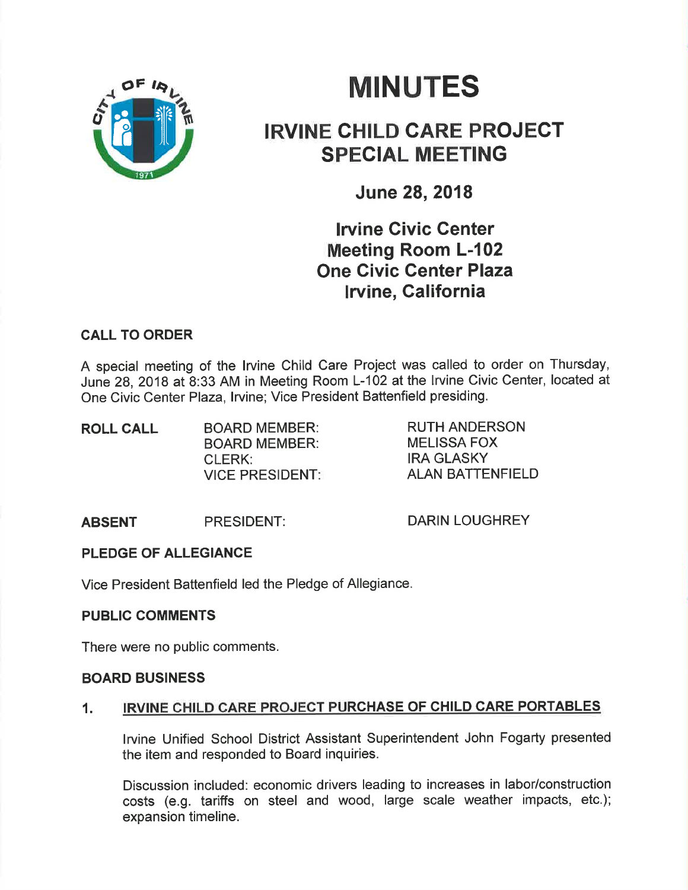# MINUTES

## IRVINE CHILD CARE PROJECT SPECIAL MEETING

### June 28, 2018

### Irvine Civic Center
### Meeting Room L-102
### One Civic Center Plaza
### Irvine, California

**CALL TO ORDER**

A special meeting of the Irvine Child Care Project was called to order on Thursday, June 28, 2018 at 8:33 AM in Meeting Room L-102 at the Irvine Civic Center, located at One Civic Center Plaza, Irvine; Vice President Battenfield presiding.

| **ROLL CALL** | BOARD MEMBER: | RUTH ANDERSON |
|---|---|---|
| | BOARD MEMBER: | MELISSA FOX |
| | CLERK: | IRA GLASKY |
| | VICE PRESIDENT: | ALAN BATTENFIELD |

| **ABSENT** | PRESIDENT: | DARIN LOUGHREY |
|---|---|---|

**PLEDGE OF ALLEGIANCE**

Vice President Battenfield led the Pledge of Allegiance.

**PUBLIC COMMENTS**

There were no public comments.

**BOARD BUSINESS**

1. **IRVINE CHILD CARE PROJECT PURCHASE OF CHILD CARE PORTABLES**

   Irvine Unified School District Assistant Superintendent John Fogarty presented the item and responded to Board inquiries.

   Discussion included: economic drivers leading to increases in labor/construction costs (e.g. tariffs on steel and wood, large scale weather impacts, etc.); expansion timeline.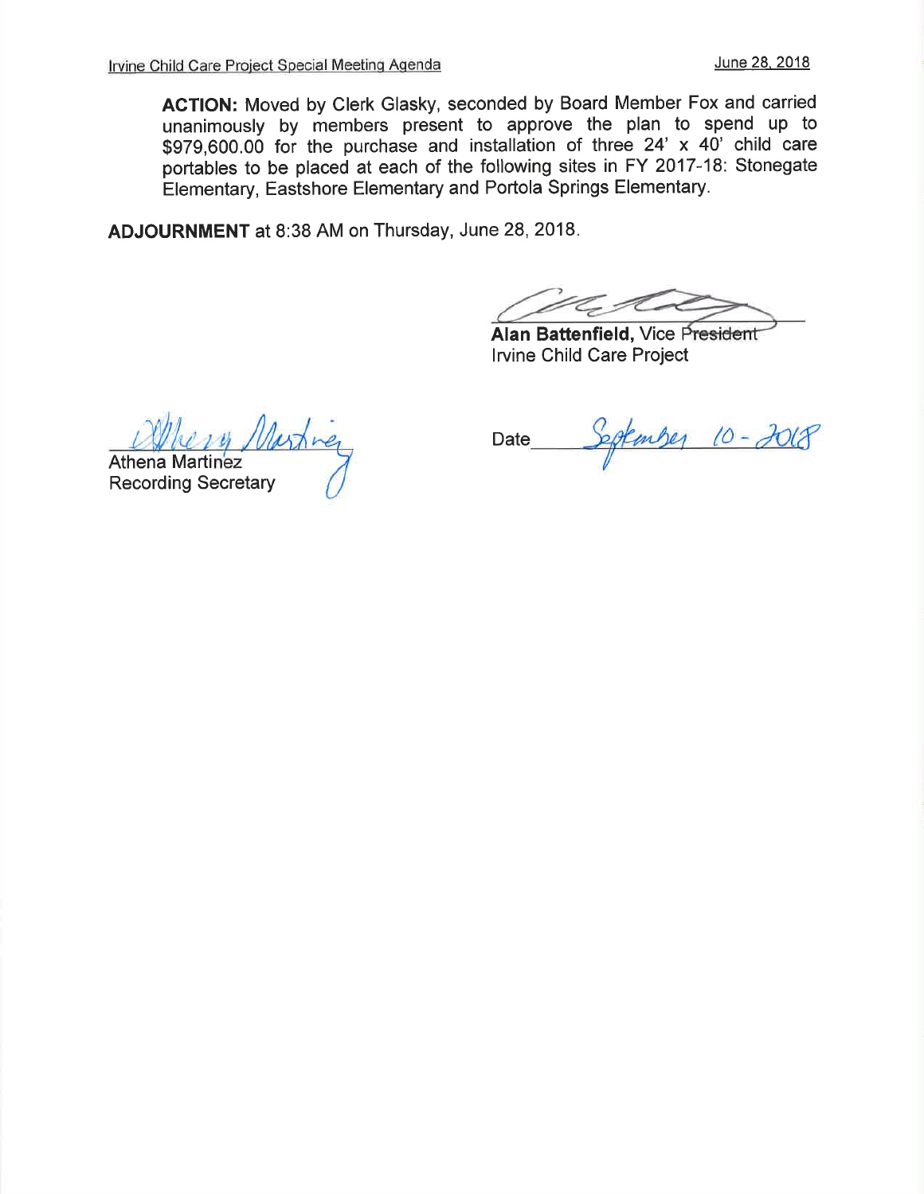**ACTION:** Moved by Clerk Glasky, seconded by Board Member Fox and carried unanimously by members present to approve the plan to spend up to $979,600.00 for the purchase and installation of three 24' x 40' child care portables to be placed at each of the following sites in FY 2017-18: Stonegate Elementary, Eastshore Elementary and Portola Springs Elementary.

**ADJOURNMENT** at 8:38 AM on Thursday, June 28, 2018.

**Alan Battenfield,** Vice President
Irvine Child Care Project

Athena Martinez
Recording Secretary

Date September 10 - 2018